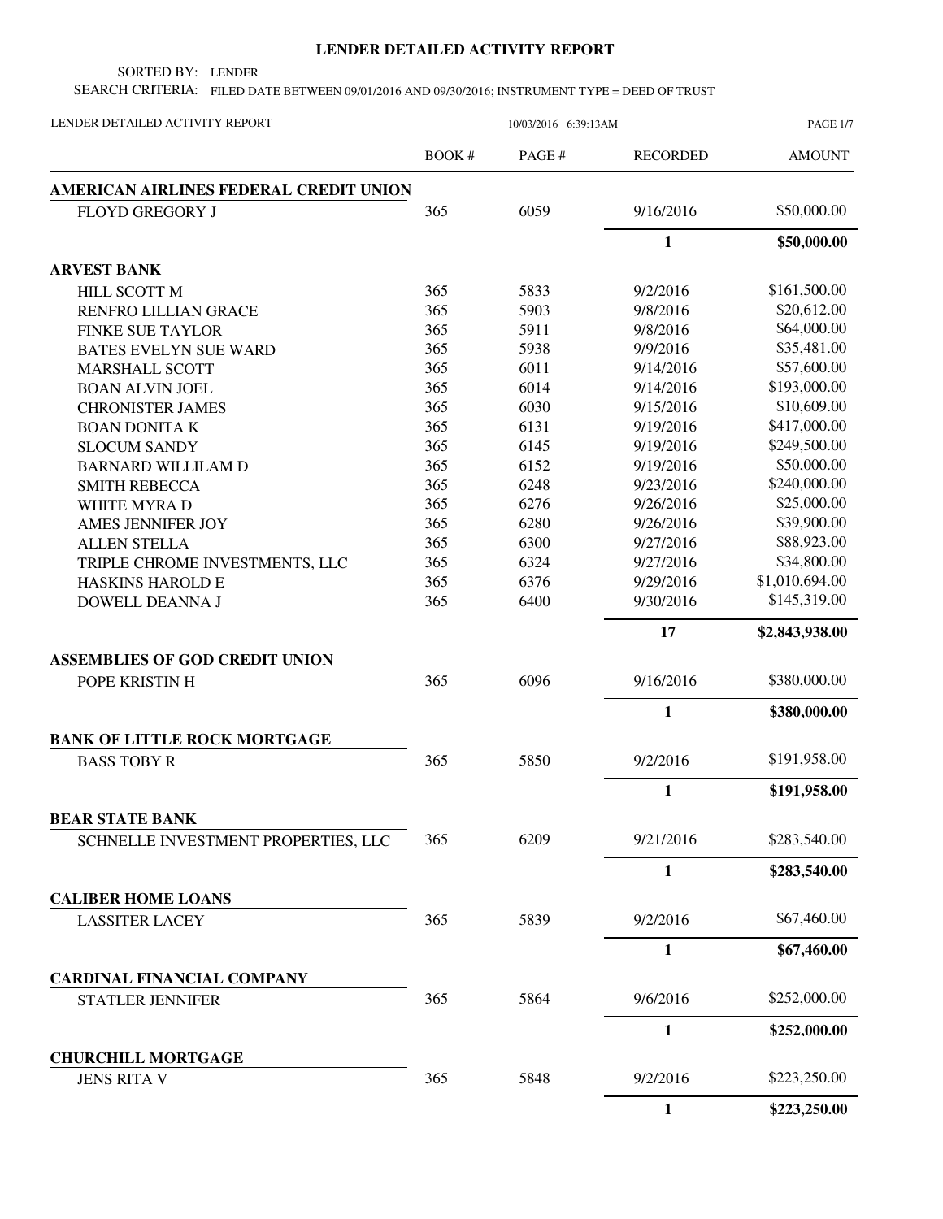# LENDER DETAILED ACTIVITY REPORT

SORTED BY: LENDER

SEARCH CRITERIA: FILED DATE BETWEEN 09/01/2016 AND 09/30/2016; INSTRUMENT TYPE = DEED OF TRUST

LENDER DETAILED ACTIVITY REPORT 10/03/2016 6:39:13AM

| | BOOK # | PAGE # | RECORDED | AMOUNT |
|---|---|---|---|---|
| **AMERICAN AIRLINES FEDERAL CREDIT UNION** | | | | |
| FLOYD GREGORY J | 365 | 6059 | 9/16/2016 | $50,000.00 |
| | | | **1** | **$50,000.00** |
| **ARVEST BANK** | | | | |
| HILL SCOTT M | 365 | 5833 | 9/2/2016 | $161,500.00 |
| RENFRO LILLIAN GRACE | 365 | 5903 | 9/8/2016 | $20,612.00 |
| FINKE SUE TAYLOR | 365 | 5911 | 9/8/2016 | $64,000.00 |
| BATES EVELYN SUE WARD | 365 | 5938 | 9/9/2016 | $35,481.00 |
| MARSHALL SCOTT | 365 | 6011 | 9/14/2016 | $57,600.00 |
| BOAN ALVIN JOEL | 365 | 6014 | 9/14/2016 | $193,000.00 |
| CHRONISTER JAMES | 365 | 6030 | 9/15/2016 | $10,609.00 |
| BOAN DONITA K | 365 | 6131 | 9/19/2016 | $417,000.00 |
| SLOCUM SANDY | 365 | 6145 | 9/19/2016 | $249,500.00 |
| BARNARD WILLILAM D | 365 | 6152 | 9/19/2016 | $50,000.00 |
| SMITH REBECCA | 365 | 6248 | 9/23/2016 | $240,000.00 |
| WHITE MYRA D | 365 | 6276 | 9/26/2016 | $25,000.00 |
| AMES JENNIFER JOY | 365 | 6280 | 9/26/2016 | $39,900.00 |
| ALLEN STELLA | 365 | 6300 | 9/27/2016 | $88,923.00 |
| TRIPLE CHROME INVESTMENTS, LLC | 365 | 6324 | 9/27/2016 | $34,800.00 |
| HASKINS HAROLD E | 365 | 6376 | 9/29/2016 | $1,010,694.00 |
| DOWELL DEANNA J | 365 | 6400 | 9/30/2016 | $145,319.00 |
| | | | **17** | **$2,843,938.00** |
| **ASSEMBLIES OF GOD CREDIT UNION** | | | | |
| POPE KRISTIN H | 365 | 6096 | 9/16/2016 | $380,000.00 |
| | | | **1** | **$380,000.00** |
| **BANK OF LITTLE ROCK MORTGAGE** | | | | |
| BASS TOBY R | 365 | 5850 | 9/2/2016 | $191,958.00 |
| | | | **1** | **$191,958.00** |
| **BEAR STATE BANK** | | | | |
| SCHNELLE INVESTMENT PROPERTIES, LLC | 365 | 6209 | 9/21/2016 | $283,540.00 |
| | | | **1** | **$283,540.00** |
| **CALIBER HOME LOANS** | | | | |
| LASSITER LACEY | 365 | 5839 | 9/2/2016 | $67,460.00 |
| | | | **1** | **$67,460.00** |
| **CARDINAL FINANCIAL COMPANY** | | | | |
| STATLER JENNIFER | 365 | 5864 | 9/6/2016 | $252,000.00 |
| | | | **1** | **$252,000.00** |
| **CHURCHILL MORTGAGE** | | | | |
| JENS RITA V | 365 | 5848 | 9/2/2016 | $223,250.00 |
| | | | **1** | **$223,250.00** |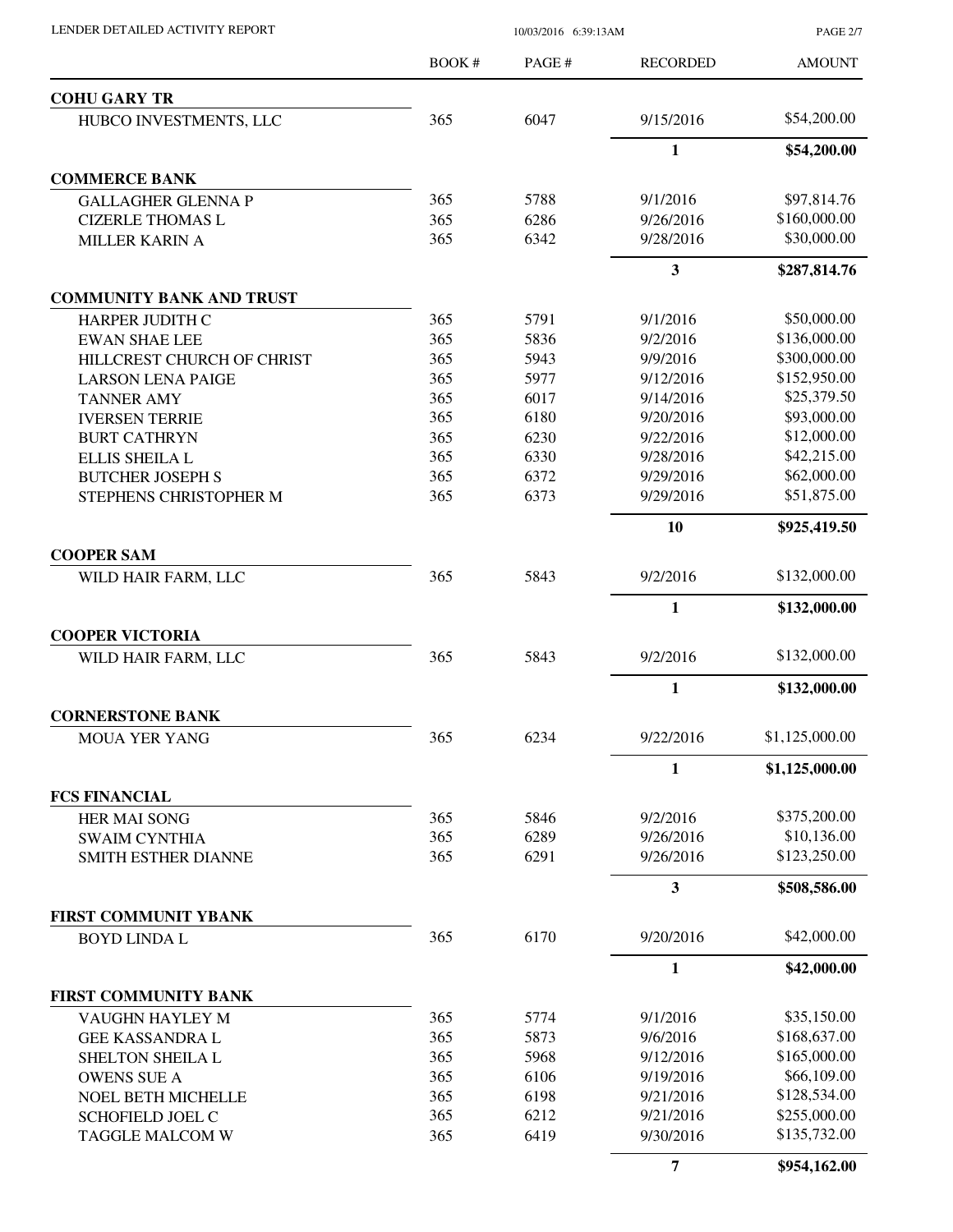LENDER DETAILED ACTIVITY REPORT

10/03/2016 6:39:13AM

| | BOOK # | PAGE # | RECORDED | AMOUNT |
|---|---|---|---|---|
| **COHU GARY TR** | | | | |
| HUBCO INVESTMENTS, LLC | 365 | 6047 | 9/15/2016 | $54,200.00 |
| | | | **1** | **$54,200.00** |
| **COMMERCE BANK** | | | | |
| GALLAGHER GLENNA P | 365 | 5788 | 9/1/2016 | $97,814.76 |
| CIZERLE THOMAS L | 365 | 6286 | 9/26/2016 | $160,000.00 |
| MILLER KARIN A | 365 | 6342 | 9/28/2016 | $30,000.00 |
| | | | **3** | **$287,814.76** |
| **COMMUNITY BANK AND TRUST** | | | | |
| HARPER JUDITH C | 365 | 5791 | 9/1/2016 | $50,000.00 |
| EWAN SHAE LEE | 365 | 5836 | 9/2/2016 | $136,000.00 |
| HILLCREST CHURCH OF CHRIST | 365 | 5943 | 9/9/2016 | $300,000.00 |
| LARSON LENA PAIGE | 365 | 5977 | 9/12/2016 | $152,950.00 |
| TANNER AMY | 365 | 6017 | 9/14/2016 | $25,379.50 |
| IVERSEN TERRIE | 365 | 6180 | 9/20/2016 | $93,000.00 |
| BURT CATHRYN | 365 | 6230 | 9/22/2016 | $12,000.00 |
| ELLIS SHEILA L | 365 | 6330 | 9/28/2016 | $42,215.00 |
| BUTCHER JOSEPH S | 365 | 6372 | 9/29/2016 | $62,000.00 |
| STEPHENS CHRISTOPHER M | 365 | 6373 | 9/29/2016 | $51,875.00 |
| | | | **10** | **$925,419.50** |
| **COOPER SAM** | | | | |
| WILD HAIR FARM, LLC | 365 | 5843 | 9/2/2016 | $132,000.00 |
| | | | **1** | **$132,000.00** |
| **COOPER VICTORIA** | | | | |
| WILD HAIR FARM, LLC | 365 | 5843 | 9/2/2016 | $132,000.00 |
| | | | **1** | **$132,000.00** |
| **CORNERSTONE BANK** | | | | |
| MOUA YER YANG | 365 | 6234 | 9/22/2016 | $1,125,000.00 |
| | | | **1** | **$1,125,000.00** |
| **FCS FINANCIAL** | | | | |
| HER MAI SONG | 365 | 5846 | 9/2/2016 | $375,200.00 |
| SWAIM CYNTHIA | 365 | 6289 | 9/26/2016 | $10,136.00 |
| SMITH ESTHER DIANNE | 365 | 6291 | 9/26/2016 | $123,250.00 |
| | | | **3** | **$508,586.00** |
| **FIRST COMMUNIT YBANK** | | | | |
| BOYD LINDA L | 365 | 6170 | 9/20/2016 | $42,000.00 |
| | | | **1** | **$42,000.00** |
| **FIRST COMMUNITY BANK** | | | | |
| VAUGHN HAYLEY M | 365 | 5774 | 9/1/2016 | $35,150.00 |
| GEE KASSANDRA L | 365 | 5873 | 9/6/2016 | $168,637.00 |
| SHELTON SHEILA L | 365 | 5968 | 9/12/2016 | $165,000.00 |
| OWENS SUE A | 365 | 6106 | 9/19/2016 | $66,109.00 |
| NOEL BETH MICHELLE | 365 | 6198 | 9/21/2016 | $128,534.00 |
| SCHOFIELD JOEL C | 365 | 6212 | 9/21/2016 | $255,000.00 |
| TAGGLE MALCOM W | 365 | 6419 | 9/30/2016 | $135,732.00 |
| | | | **7** | **$954,162.00** |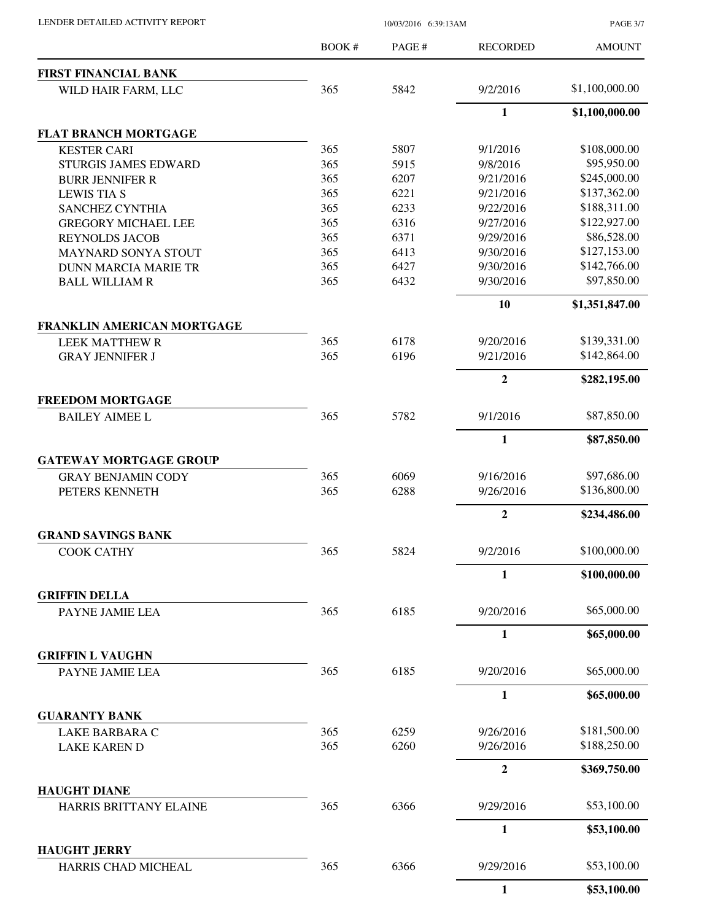# LENDER DETAILED ACTIVITY REPORT

| | BOOK # | PAGE # | RECORDED | AMOUNT |
|---|---|---|---|---|
| **FIRST FINANCIAL BANK** | | | | |
| WILD HAIR FARM, LLC | 365 | 5842 | 9/2/2016 | $1,100,000.00 |
| | | | **1** | **$1,100,000.00** |
| **FLAT BRANCH MORTGAGE** | | | | |
| KESTER CARI | 365 | 5807 | 9/1/2016 | $108,000.00 |
| STURGIS JAMES EDWARD | 365 | 5915 | 9/8/2016 | $95,950.00 |
| BURR JENNIFER R | 365 | 6207 | 9/21/2016 | $245,000.00 |
| LEWIS TIA S | 365 | 6221 | 9/21/2016 | $137,362.00 |
| SANCHEZ CYNTHIA | 365 | 6233 | 9/22/2016 | $188,311.00 |
| GREGORY MICHAEL LEE | 365 | 6316 | 9/27/2016 | $122,927.00 |
| REYNOLDS JACOB | 365 | 6371 | 9/29/2016 | $86,528.00 |
| MAYNARD SONYA STOUT | 365 | 6413 | 9/30/2016 | $127,153.00 |
| DUNN MARCIA MARIE TR | 365 | 6427 | 9/30/2016 | $142,766.00 |
| BALL WILLIAM R | 365 | 6432 | 9/30/2016 | $97,850.00 |
| | | | **10** | **$1,351,847.00** |
| **FRANKLIN AMERICAN MORTGAGE** | | | | |
| LEEK MATTHEW R | 365 | 6178 | 9/20/2016 | $139,331.00 |
| GRAY JENNIFER J | 365 | 6196 | 9/21/2016 | $142,864.00 |
| | | | **2** | **$282,195.00** |
| **FREEDOM MORTGAGE** | | | | |
| BAILEY AIMEE L | 365 | 5782 | 9/1/2016 | $87,850.00 |
| | | | **1** | **$87,850.00** |
| **GATEWAY MORTGAGE GROUP** | | | | |
| GRAY BENJAMIN CODY | 365 | 6069 | 9/16/2016 | $97,686.00 |
| PETERS KENNETH | 365 | 6288 | 9/26/2016 | $136,800.00 |
| | | | **2** | **$234,486.00** |
| **GRAND SAVINGS BANK** | | | | |
| COOK CATHY | 365 | 5824 | 9/2/2016 | $100,000.00 |
| | | | **1** | **$100,000.00** |
| **GRIFFIN DELLA** | | | | |
| PAYNE JAMIE LEA | 365 | 6185 | 9/20/2016 | $65,000.00 |
| | | | **1** | **$65,000.00** |
| **GRIFFIN L VAUGHN** | | | | |
| PAYNE JAMIE LEA | 365 | 6185 | 9/20/2016 | $65,000.00 |
| | | | **1** | **$65,000.00** |
| **GUARANTY BANK** | | | | |
| LAKE BARBARA C | 365 | 6259 | 9/26/2016 | $181,500.00 |
| LAKE KAREN D | 365 | 6260 | 9/26/2016 | $188,250.00 |
| | | | **2** | **$369,750.00** |
| **HAUGHT DIANE** | | | | |
| HARRIS BRITTANY ELAINE | 365 | 6366 | 9/29/2016 | $53,100.00 |
| | | | **1** | **$53,100.00** |
| **HAUGHT JERRY** | | | | |
| HARRIS CHAD MICHEAL | 365 | 6366 | 9/29/2016 | $53,100.00 |
| | | | **1** | **$53,100.00** |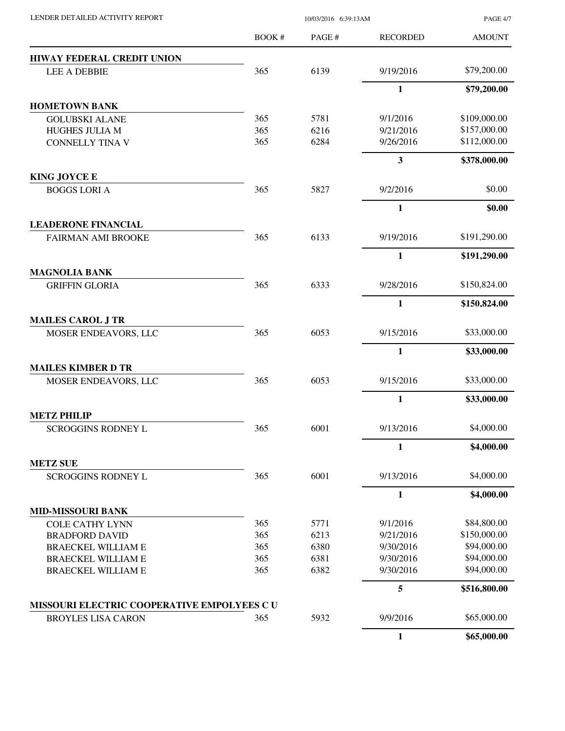| | BOOK # | PAGE # | RECORDED | AMOUNT |
|---|---|---|---|---|
| **HIWAY FEDERAL CREDIT UNION** | | | | |
| LEE A DEBBIE | 365 | 6139 | 9/19/2016 | $79,200.00 |
| | | | **1** | **$79,200.00** |
| **HOMETOWN BANK** | | | | |
| GOLUBSKI ALANE | 365 | 5781 | 9/1/2016 | $109,000.00 |
| HUGHES JULIA M | 365 | 6216 | 9/21/2016 | $157,000.00 |
| CONNELLY TINA V | 365 | 6284 | 9/26/2016 | $112,000.00 |
| | | | **3** | **$378,000.00** |
| **KING JOYCE E** | | | | |
| BOGGS LORI A | 365 | 5827 | 9/2/2016 | $0.00 |
| | | | **1** | **$0.00** |
| **LEADERONE FINANCIAL** | | | | |
| FAIRMAN AMI BROOKE | 365 | 6133 | 9/19/2016 | $191,290.00 |
| | | | **1** | **$191,290.00** |
| **MAGNOLIA BANK** | | | | |
| GRIFFIN GLORIA | 365 | 6333 | 9/28/2016 | $150,824.00 |
| | | | **1** | **$150,824.00** |
| **MAILES CAROL J TR** | | | | |
| MOSER ENDEAVORS, LLC | 365 | 6053 | 9/15/2016 | $33,000.00 |
| | | | **1** | **$33,000.00** |
| **MAILES KIMBER D TR** | | | | |
| MOSER ENDEAVORS, LLC | 365 | 6053 | 9/15/2016 | $33,000.00 |
| | | | **1** | **$33,000.00** |
| **METZ PHILIP** | | | | |
| SCROGGINS RODNEY L | 365 | 6001 | 9/13/2016 | $4,000.00 |
| | | | **1** | **$4,000.00** |
| **METZ SUE** | | | | |
| SCROGGINS RODNEY L | 365 | 6001 | 9/13/2016 | $4,000.00 |
| | | | **1** | **$4,000.00** |
| **MID-MISSOURI BANK** | | | | |
| COLE CATHY LYNN | 365 | 5771 | 9/1/2016 | $84,800.00 |
| BRADFORD DAVID | 365 | 6213 | 9/21/2016 | $150,000.00 |
| BRAECKEL WILLIAM E | 365 | 6380 | 9/30/2016 | $94,000.00 |
| BRAECKEL WILLIAM E | 365 | 6381 | 9/30/2016 | $94,000.00 |
| BRAECKEL WILLIAM E | 365 | 6382 | 9/30/2016 | $94,000.00 |
| | | | **5** | **$516,800.00** |
| **MISSOURI ELECTRIC COOPERATIVE EMPOLYEES C U** | | | | |
| BROYLES LISA CARON | 365 | 5932 | 9/9/2016 | $65,000.00 |
| | | | **1** | **$65,000.00** |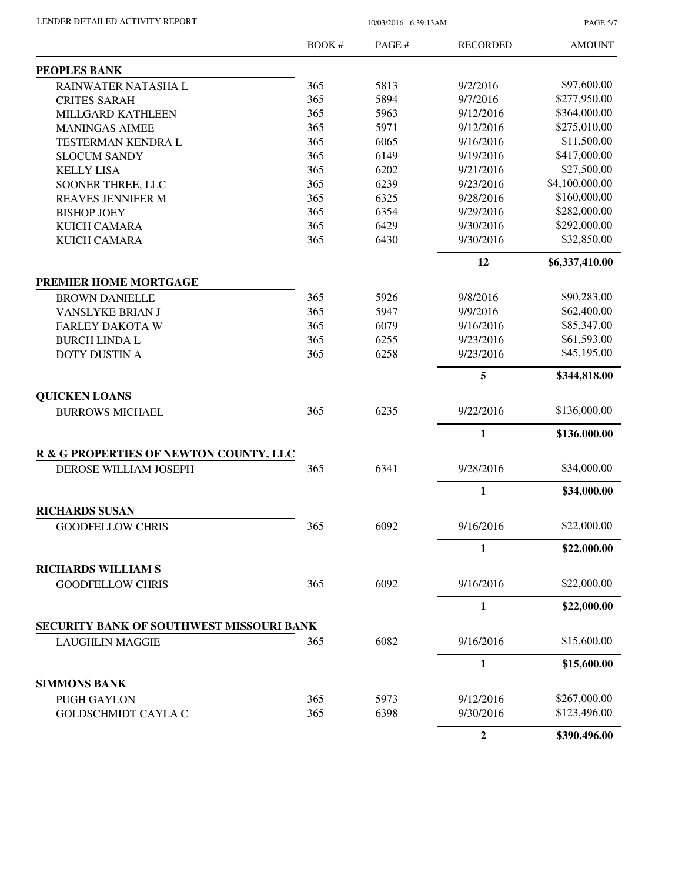| | BOOK # | PAGE # | RECORDED | AMOUNT |
|---|---|---|---|---|
| **PEOPLES BANK** | | | | |
| RAINWATER NATASHA L | 365 | 5813 | 9/2/2016 | \$97,600.00 |
| CRITES SARAH | 365 | 5894 | 9/7/2016 | \$277,950.00 |
| MILLGARD KATHLEEN | 365 | 5963 | 9/12/2016 | \$364,000.00 |
| MANINGAS AIMEE | 365 | 5971 | 9/12/2016 | \$275,010.00 |
| TESTERMAN KENDRA L | 365 | 6065 | 9/16/2016 | \$11,500.00 |
| SLOCUM SANDY | 365 | 6149 | 9/19/2016 | \$417,000.00 |
| KELLY LISA | 365 | 6202 | 9/21/2016 | \$27,500.00 |
| SOONER THREE, LLC | 365 | 6239 | 9/23/2016 | \$4,100,000.00 |
| REAVES JENNIFER M | 365 | 6325 | 9/28/2016 | \$160,000.00 |
| BISHOP JOEY | 365 | 6354 | 9/29/2016 | \$282,000.00 |
| KUICH CAMARA | 365 | 6429 | 9/30/2016 | \$292,000.00 |
| KUICH CAMARA | 365 | 6430 | 9/30/2016 | \$32,850.00 |
| | | | **12** | **\$6,337,410.00** |
| **PREMIER HOME MORTGAGE** | | | | |
| BROWN DANIELLE | 365 | 5926 | 9/8/2016 | \$90,283.00 |
| VANSLYKE BRIAN J | 365 | 5947 | 9/9/2016 | \$62,400.00 |
| FARLEY DAKOTA W | 365 | 6079 | 9/16/2016 | \$85,347.00 |
| BURCH LINDA L | 365 | 6255 | 9/23/2016 | \$61,593.00 |
| DOTY DUSTIN A | 365 | 6258 | 9/23/2016 | \$45,195.00 |
| | | | **5** | **\$344,818.00** |
| **QUICKEN LOANS** | | | | |
| BURROWS MICHAEL | 365 | 6235 | 9/22/2016 | \$136,000.00 |
| | | | **1** | **\$136,000.00** |
| **R & G PROPERTIES OF NEWTON COUNTY, LLC** | | | | |
| DEROSE WILLIAM JOSEPH | 365 | 6341 | 9/28/2016 | \$34,000.00 |
| | | | **1** | **\$34,000.00** |
| **RICHARDS SUSAN** | | | | |
| GOODFELLOW CHRIS | 365 | 6092 | 9/16/2016 | \$22,000.00 |
| | | | **1** | **\$22,000.00** |
| **RICHARDS WILLIAM S** | | | | |
| GOODFELLOW CHRIS | 365 | 6092 | 9/16/2016 | \$22,000.00 |
| | | | **1** | **\$22,000.00** |
| **SECURITY BANK OF SOUTHWEST MISSOURI BANK** | | | | |
| LAUGHLIN MAGGIE | 365 | 6082 | 9/16/2016 | \$15,600.00 |
| | | | **1** | **\$15,600.00** |
| **SIMMONS BANK** | | | | |
| PUGH GAYLON | 365 | 5973 | 9/12/2016 | \$267,000.00 |
| GOLDSCHMIDT CAYLA C | 365 | 6398 | 9/30/2016 | \$123,496.00 |
| | | | **2** | **\$390,496.00** |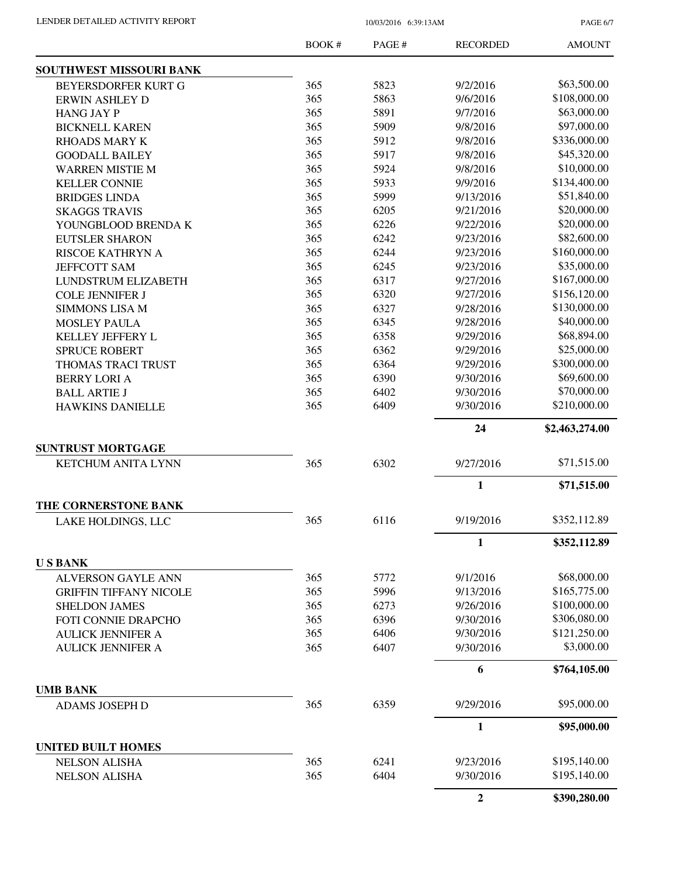| | BOOK # | PAGE # | RECORDED | AMOUNT |
|---|---|---|---|---|
| **SOUTHWEST MISSOURI BANK** | | | | |
| BEYERSDORFER KURT G | 365 | 5823 | 9/2/2016 | $63,500.00 |
| ERWIN ASHLEY D | 365 | 5863 | 9/6/2016 | $108,000.00 |
| HANG JAY P | 365 | 5891 | 9/7/2016 | $63,000.00 |
| BICKNELL KAREN | 365 | 5909 | 9/8/2016 | $97,000.00 |
| RHOADS MARY K | 365 | 5912 | 9/8/2016 | $336,000.00 |
| GOODALL BAILEY | 365 | 5917 | 9/8/2016 | $45,320.00 |
| WARREN MISTIE M | 365 | 5924 | 9/8/2016 | $10,000.00 |
| KELLER CONNIE | 365 | 5933 | 9/9/2016 | $134,400.00 |
| BRIDGES LINDA | 365 | 5999 | 9/13/2016 | $51,840.00 |
| SKAGGS TRAVIS | 365 | 6205 | 9/21/2016 | $20,000.00 |
| YOUNGBLOOD BRENDA K | 365 | 6226 | 9/22/2016 | $20,000.00 |
| EUTSLER SHARON | 365 | 6242 | 9/23/2016 | $82,600.00 |
| RISCOE KATHRYN A | 365 | 6244 | 9/23/2016 | $160,000.00 |
| JEFFCOTT SAM | 365 | 6245 | 9/23/2016 | $35,000.00 |
| LUNDSTRUM ELIZABETH | 365 | 6317 | 9/27/2016 | $167,000.00 |
| COLE JENNIFER J | 365 | 6320 | 9/27/2016 | $156,120.00 |
| SIMMONS LISA M | 365 | 6327 | 9/28/2016 | $130,000.00 |
| MOSLEY PAULA | 365 | 6345 | 9/28/2016 | $40,000.00 |
| KELLEY JEFFERY L | 365 | 6358 | 9/29/2016 | $68,894.00 |
| SPRUCE ROBERT | 365 | 6362 | 9/29/2016 | $25,000.00 |
| THOMAS TRACI TRUST | 365 | 6364 | 9/29/2016 | $300,000.00 |
| BERRY LORI A | 365 | 6390 | 9/30/2016 | $69,600.00 |
| BALL ARTIE J | 365 | 6402 | 9/30/2016 | $70,000.00 |
| HAWKINS DANIELLE | 365 | 6409 | 9/30/2016 | $210,000.00 |
| | | | **24** | **$2,463,274.00** |
| **SUNTRUST MORTGAGE** | | | | |
| KETCHUM ANITA LYNN | 365 | 6302 | 9/27/2016 | $71,515.00 |
| | | | **1** | **$71,515.00** |
| **THE CORNERSTONE BANK** | | | | |
| LAKE HOLDINGS, LLC | 365 | 6116 | 9/19/2016 | $352,112.89 |
| | | | **1** | **$352,112.89** |
| **U S BANK** | | | | |
| ALVERSON GAYLE ANN | 365 | 5772 | 9/1/2016 | $68,000.00 |
| GRIFFIN TIFFANY NICOLE | 365 | 5996 | 9/13/2016 | $165,775.00 |
| SHELDON JAMES | 365 | 6273 | 9/26/2016 | $100,000.00 |
| FOTI CONNIE DRAPCHO | 365 | 6396 | 9/30/2016 | $306,080.00 |
| AULICK JENNIFER A | 365 | 6406 | 9/30/2016 | $121,250.00 |
| AULICK JENNIFER A | 365 | 6407 | 9/30/2016 | $3,000.00 |
| | | | **6** | **$764,105.00** |
| **UMB BANK** | | | | |
| ADAMS JOSEPH D | 365 | 6359 | 9/29/2016 | $95,000.00 |
| | | | **1** | **$95,000.00** |
| **UNITED BUILT HOMES** | | | | |
| NELSON ALISHA | 365 | 6241 | 9/23/2016 | $195,140.00 |
| NELSON ALISHA | 365 | 6404 | 9/30/2016 | $195,140.00 |
| | | | **2** | **$390,280.00** |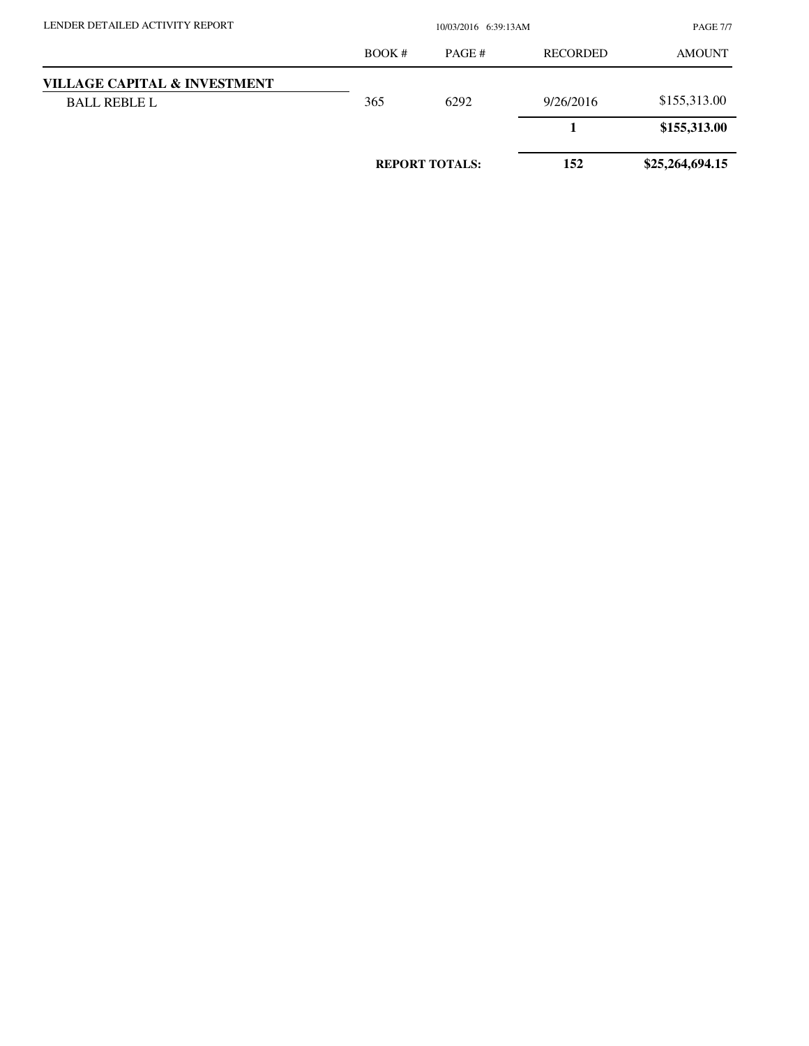| | BOOK # | PAGE # | RECORDED | AMOUNT |
|---|---|---|---|---|
| **VILLAGE CAPITAL & INVESTMENT** | | | | |
| BALL REBLE L | 365 | 6292 | 9/26/2016 | $155,313.00 |
| | | | **1** | **$155,313.00** |
| | **REPORT TOTALS:** | | **152** | **$25,264,694.15** |